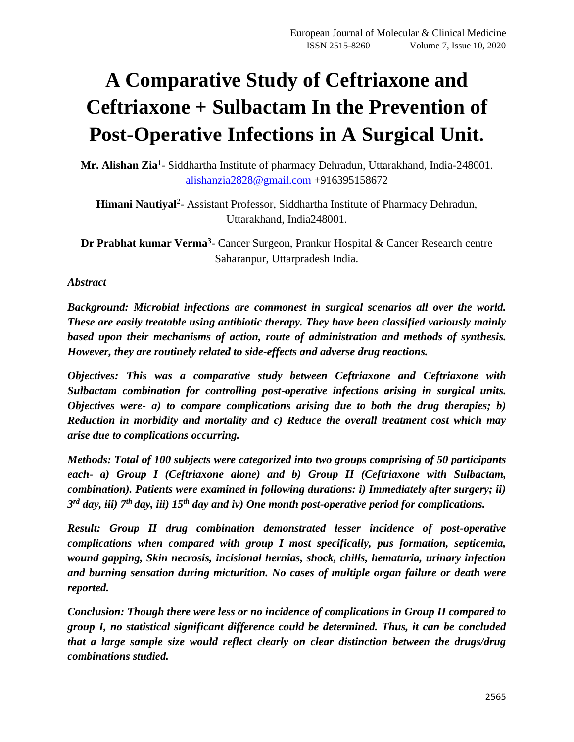# A Comparative Study of Ceftriaxone and Ceftriaxone + Sulbactam In the Prevention of Post-Operative Infections in A Surgical Unit.

**Mr. Alishan Zia[1]**- Siddhartha Institute of pharmacy Dehradun, Uttarakhand, India-248001. alishanzia2828@gmail.com +916395158672

**Himani Nautiyal**[2]- Assistant Professor, Siddhartha Institute of Pharmacy Dehradun, Uttarakhand, India248001.

**Dr Prabhat kumar Verma[3]**- Cancer Surgeon, Prankur Hospital & Cancer Research centre Saharanpur, Uttarpradesh India.

***Abstract***

***Background: Microbial infections are commonest in surgical scenarios all over the world. These are easily treatable using antibiotic therapy. They have been classified variously mainly based upon their mechanisms of action, route of administration and methods of synthesis. However, they are routinely related to side-effects and adverse drug reactions.***

***Objectives: This was a comparative study between Ceftriaxone and Ceftriaxone with Sulbactam combination for controlling post-operative infections arising in surgical units. Objectives were- a) to compare complications arising due to both the drug therapies; b) Reduction in morbidity and mortality and c) Reduce the overall treatment cost which may arise due to complications occurring.***

***Methods: Total of 100 subjects were categorized into two groups comprising of 50 participants each- a) Group I (Ceftriaxone alone) and b) Group II (Ceftriaxone with Sulbactam, combination). Patients were examined in following durations: i) Immediately after surgery; ii) 3rd day, iii) 7th day, iii) 15th day and iv) One month post-operative period for complications.***

***Result: Group II drug combination demonstrated lesser incidence of post-operative complications when compared with group I most specifically, pus formation, septicemia, wound gapping, Skin necrosis, incisional hernias, shock, chills, hematuria, urinary infection and burning sensation during micturition. No cases of multiple organ failure or death were reported.***

***Conclusion: Though there were less or no incidence of complications in Group II compared to group I, no statistical significant difference could be determined. Thus, it can be concluded that a large sample size would reflect clearly on clear distinction between the drugs/drug combinations studied.***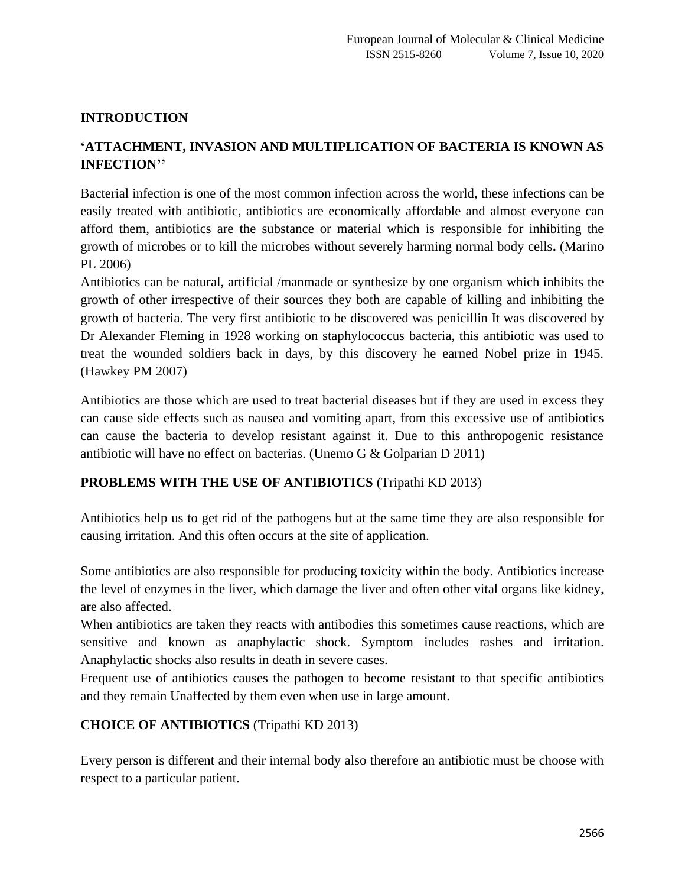## INTRODUCTION

**'ATTACHMENT, INVASION AND MULTIPLICATION OF BACTERIA IS KNOWN AS INFECTION''**

Bacterial infection is one of the most common infection across the world, these infections can be easily treated with antibiotic, antibiotics are economically affordable and almost everyone can afford them, antibiotics are the substance or material which is responsible for inhibiting the growth of microbes or to kill the microbes without severely harming normal body cells**.** (Marino PL 2006)

Antibiotics can be natural, artificial /manmade or synthesize by one organism which inhibits the growth of other irrespective of their sources they both are capable of killing and inhibiting the growth of bacteria. The very first antibiotic to be discovered was penicillin It was discovered by Dr Alexander Fleming in 1928 working on staphylococcus bacteria, this antibiotic was used to treat the wounded soldiers back in days, by this discovery he earned Nobel prize in 1945. (Hawkey PM 2007)

Antibiotics are those which are used to treat bacterial diseases but if they are used in excess they can cause side effects such as nausea and vomiting apart, from this excessive use of antibiotics can cause the bacteria to develop resistant against it. Due to this anthropogenic resistance antibiotic will have no effect on bacterias. (Unemo G & Golparian D 2011)

**PROBLEMS WITH THE USE OF ANTIBIOTICS** (Tripathi KD 2013)

Antibiotics help us to get rid of the pathogens but at the same time they are also responsible for causing irritation. And this often occurs at the site of application.

Some antibiotics are also responsible for producing toxicity within the body. Antibiotics increase the level of enzymes in the liver, which damage the liver and often other vital organs like kidney, are also affected.

When antibiotics are taken they reacts with antibodies this sometimes cause reactions, which are sensitive and known as anaphylactic shock. Symptom includes rashes and irritation. Anaphylactic shocks also results in death in severe cases.

Frequent use of antibiotics causes the pathogen to become resistant to that specific antibiotics and they remain Unaffected by them even when use in large amount.

**CHOICE OF ANTIBIOTICS** (Tripathi KD 2013)

Every person is different and their internal body also therefore an antibiotic must be choose with respect to a particular patient.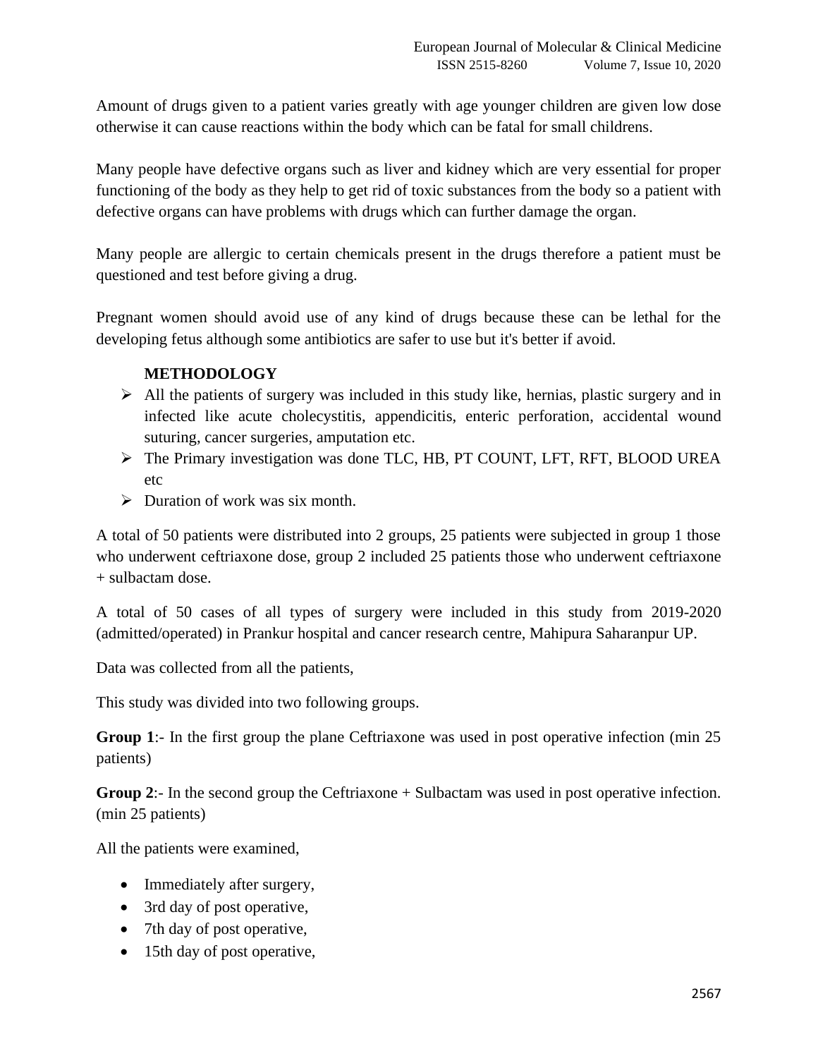Amount of drugs given to a patient varies greatly with age younger children are given low dose otherwise it can cause reactions within the body which can be fatal for small childrens.

Many people have defective organs such as liver and kidney which are very essential for proper functioning of the body as they help to get rid of toxic substances from the body so a patient with defective organs can have problems with drugs which can further damage the organ.

Many people are allergic to certain chemicals present in the drugs therefore a patient must be questioned and test before giving a drug.

Pregnant women should avoid use of any kind of drugs because these can be lethal for the developing fetus although some antibiotics are safer to use but it's better if avoid.

## METHODOLOGY

- All the patients of surgery was included in this study like, hernias, plastic surgery and in infected like acute cholecystitis, appendicitis, enteric perforation, accidental wound suturing, cancer surgeries, amputation etc.
- The Primary investigation was done TLC, HB, PT COUNT, LFT, RFT, BLOOD UREA etc
- Duration of work was six month.

A total of 50 patients were distributed into 2 groups, 25 patients were subjected in group 1 those who underwent ceftriaxone dose, group 2 included 25 patients those who underwent ceftriaxone + sulbactam dose.

A total of 50 cases of all types of surgery were included in this study from 2019-2020 (admitted/operated) in Prankur hospital and cancer research centre, Mahipura Saharanpur UP.

Data was collected from all the patients,

This study was divided into two following groups.

**Group 1**:- In the first group the plane Ceftriaxone was used in post operative infection (min 25 patients)

**Group 2**:- In the second group the Ceftriaxone + Sulbactam was used in post operative infection. (min 25 patients)

All the patients were examined,

- Immediately after surgery,
- 3rd day of post operative,
- 7th day of post operative,
- 15th day of post operative,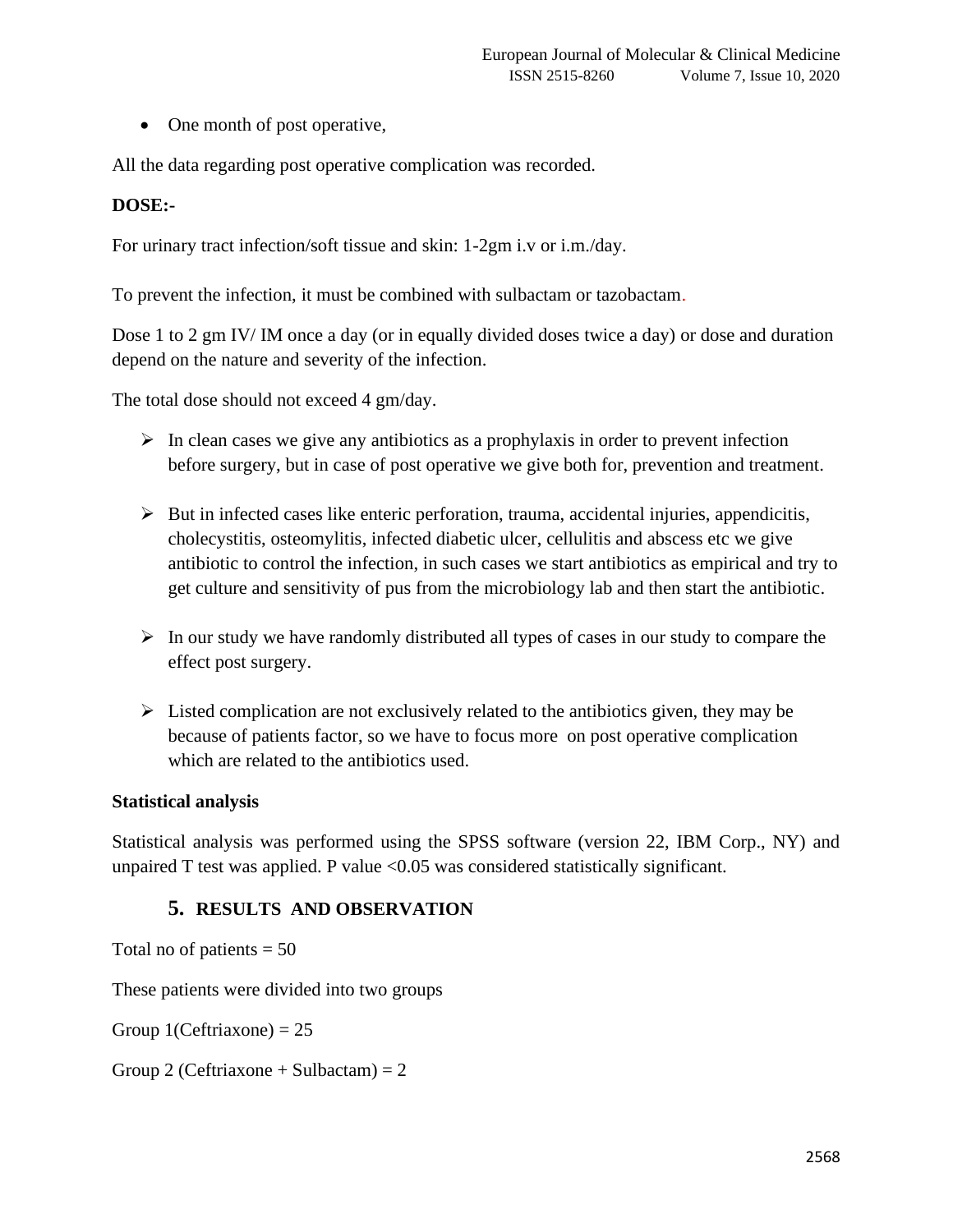- One month of post operative,

All the data regarding post operative complication was recorded.

**DOSE:-**

For urinary tract infection/soft tissue and skin: 1-2gm i.v or i.m./day.

To prevent the infection, it must be combined with sulbactam or tazobactam.

Dose 1 to 2 gm IV/ IM once a day (or in equally divided doses twice a day) or dose and duration depend on the nature and severity of the infection.

The total dose should not exceed 4 gm/day.

- In clean cases we give any antibiotics as a prophylaxis in order to prevent infection before surgery, but in case of post operative we give both for, prevention and treatment.
- But in infected cases like enteric perforation, trauma, accidental injuries, appendicitis, cholecystitis, osteomylitis, infected diabetic ulcer, cellulitis and abscess etc we give antibiotic to control the infection, in such cases we start antibiotics as empirical and try to get culture and sensitivity of pus from the microbiology lab and then start the antibiotic.
- In our study we have randomly distributed all types of cases in our study to compare the effect post surgery.
- Listed complication are not exclusively related to the antibiotics given, they may be because of patients factor, so we have to focus more on post operative complication which are related to the antibiotics used.

**Statistical analysis**

Statistical analysis was performed using the SPSS software (version 22, IBM Corp., NY) and unpaired T test was applied. P value <0.05 was considered statistically significant.

## 5. RESULTS AND OBSERVATION

Total no of patients = 50

These patients were divided into two groups

Group 1(Ceftriaxone) = 25

Group 2 (Ceftriaxone + Sulbactam) = 2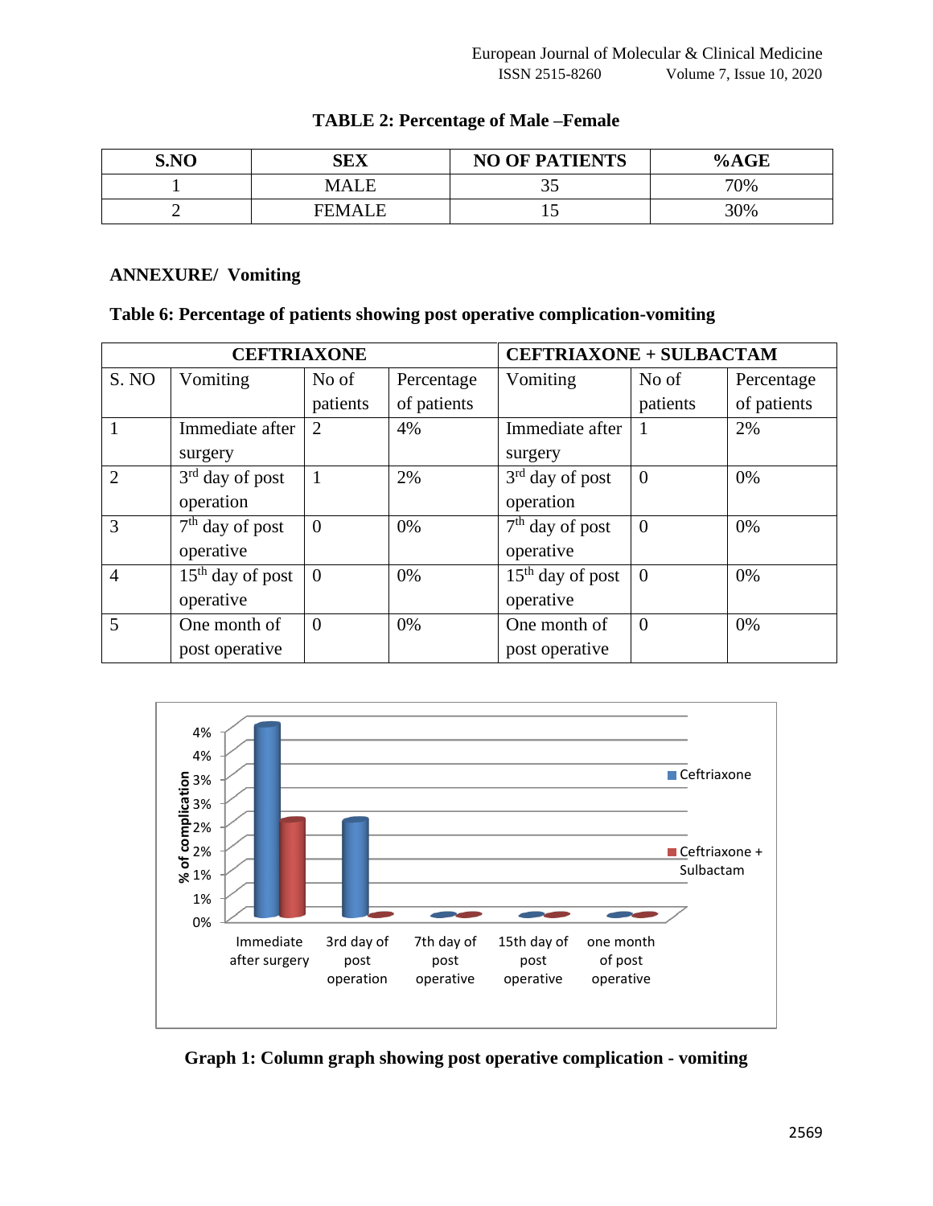**TABLE 2: Percentage of Male –Female**

| S.NO | SEX | NO OF PATIENTS | %AGE |
|---|---|---|---|
| 1 | MALE | 35 | 70% |
| 2 | FEMALE | 15 | 30% |

**ANNEXURE/ Vomiting**

**Table 6: Percentage of patients showing post operative complication-vomiting**

| CEFTRIAXONE | | | | CEFTRIAXONE + SULBACTAM | | |
|---|---|---|---|---|---|---|
| S. NO | Vomiting | No of patients | Percentage of patients | Vomiting | No of patients | Percentage of patients |
| 1 | Immediate after surgery | 2 | 4% | Immediate after surgery | 1 | 2% |
| 2 | 3rd day of post operation | 1 | 2% | 3rd day of post operation | 0 | 0% |
| 3 | 7th day of post operative | 0 | 0% | 7th day of post operative | 0 | 0% |
| 4 | 15th day of post operative | 0 | 0% | 15th day of post operative | 0 | 0% |
| 5 | One month of post operative | 0 | 0% | One month of post operative | 0 | 0% |

**Graph 1: Column graph showing post operative complication - vomiting**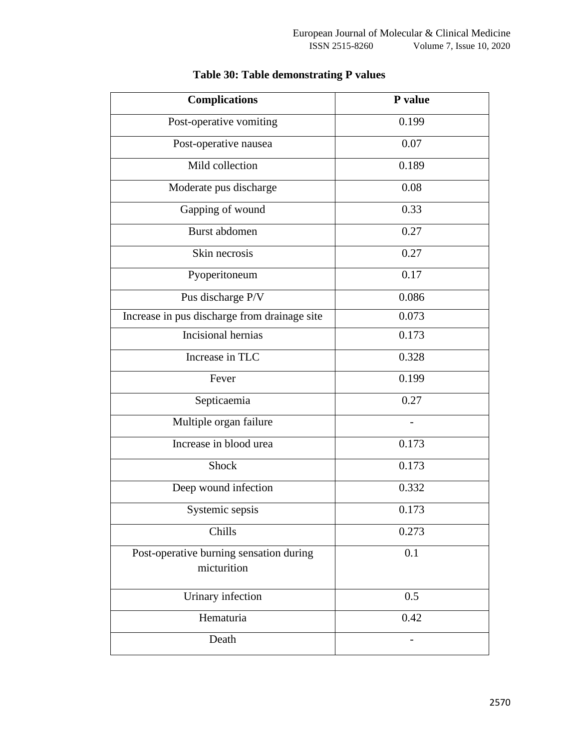**Table 30: Table demonstrating P values**

| Complications | P value |
|---|---|
| Post-operative vomiting | 0.199 |
| Post-operative nausea | 0.07 |
| Mild collection | 0.189 |
| Moderate pus discharge | 0.08 |
| Gapping of wound | 0.33 |
| Burst abdomen | 0.27 |
| Skin necrosis | 0.27 |
| Pyoperitoneum | 0.17 |
| Pus discharge P/V | 0.086 |
| Increase in pus discharge from drainage site | 0.073 |
| Incisional hernias | 0.173 |
| Increase in TLC | 0.328 |
| Fever | 0.199 |
| Septicaemia | 0.27 |
| Multiple organ failure | - |
| Increase in blood urea | 0.173 |
| Shock | 0.173 |
| Deep wound infection | 0.332 |
| Systemic sepsis | 0.173 |
| Chills | 0.273 |
| Post-operative burning sensation during micturition | 0.1 |
| Urinary infection | 0.5 |
| Hematuria | 0.42 |
| Death | - |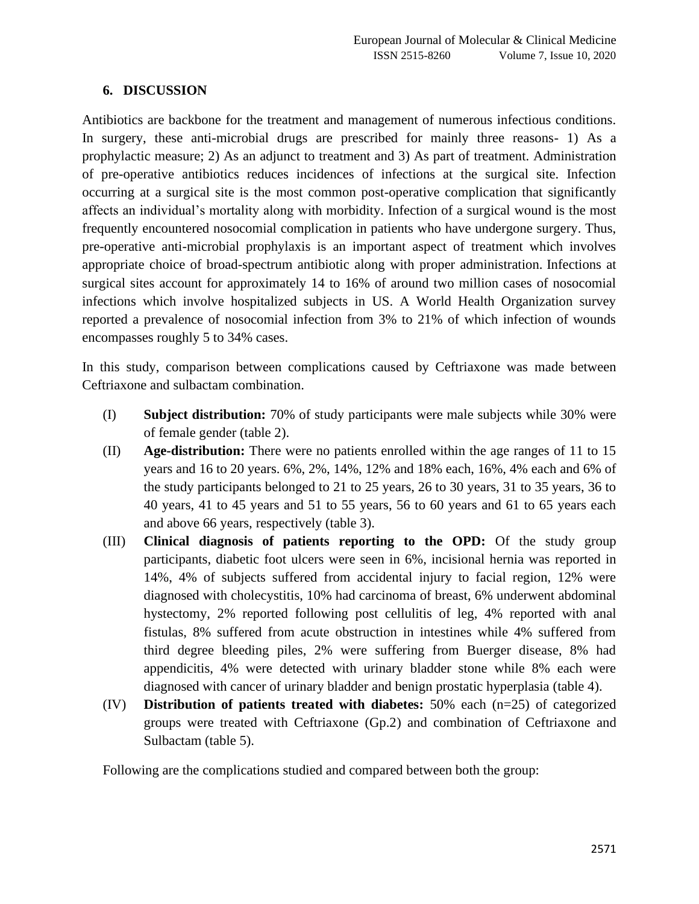## 6. DISCUSSION

Antibiotics are backbone for the treatment and management of numerous infectious conditions. In surgery, these anti-microbial drugs are prescribed for mainly three reasons- 1) As a prophylactic measure; 2) As an adjunct to treatment and 3) As part of treatment. Administration of pre-operative antibiotics reduces incidences of infections at the surgical site. Infection occurring at a surgical site is the most common post-operative complication that significantly affects an individual's mortality along with morbidity. Infection of a surgical wound is the most frequently encountered nosocomial complication in patients who have undergone surgery. Thus, pre-operative anti-microbial prophylaxis is an important aspect of treatment which involves appropriate choice of broad-spectrum antibiotic along with proper administration. Infections at surgical sites account for approximately 14 to 16% of around two million cases of nosocomial infections which involve hospitalized subjects in US. A World Health Organization survey reported a prevalence of nosocomial infection from 3% to 21% of which infection of wounds encompasses roughly 5 to 34% cases.

In this study, comparison between complications caused by Ceftriaxone was made between Ceftriaxone and sulbactam combination.

(I) **Subject distribution:** 70% of study participants were male subjects while 30% were of female gender (table 2).

(II) **Age-distribution:** There were no patients enrolled within the age ranges of 11 to 15 years and 16 to 20 years. 6%, 2%, 14%, 12% and 18% each, 16%, 4% each and 6% of the study participants belonged to 21 to 25 years, 26 to 30 years, 31 to 35 years, 36 to 40 years, 41 to 45 years and 51 to 55 years, 56 to 60 years and 61 to 65 years each and above 66 years, respectively (table 3).

(III) **Clinical diagnosis of patients reporting to the OPD:** Of the study group participants, diabetic foot ulcers were seen in 6%, incisional hernia was reported in 14%, 4% of subjects suffered from accidental injury to facial region, 12% were diagnosed with cholecystitis, 10% had carcinoma of breast, 6% underwent abdominal hystectomy, 2% reported following post cellulitis of leg, 4% reported with anal fistulas, 8% suffered from acute obstruction in intestines while 4% suffered from third degree bleeding piles, 2% were suffering from Buerger disease, 8% had appendicitis, 4% were detected with urinary bladder stone while 8% each were diagnosed with cancer of urinary bladder and benign prostatic hyperplasia (table 4).

(IV) **Distribution of patients treated with diabetes:** 50% each (n=25) of categorized groups were treated with Ceftriaxone (Gp.2) and combination of Ceftriaxone and Sulbactam (table 5).

Following are the complications studied and compared between both the group: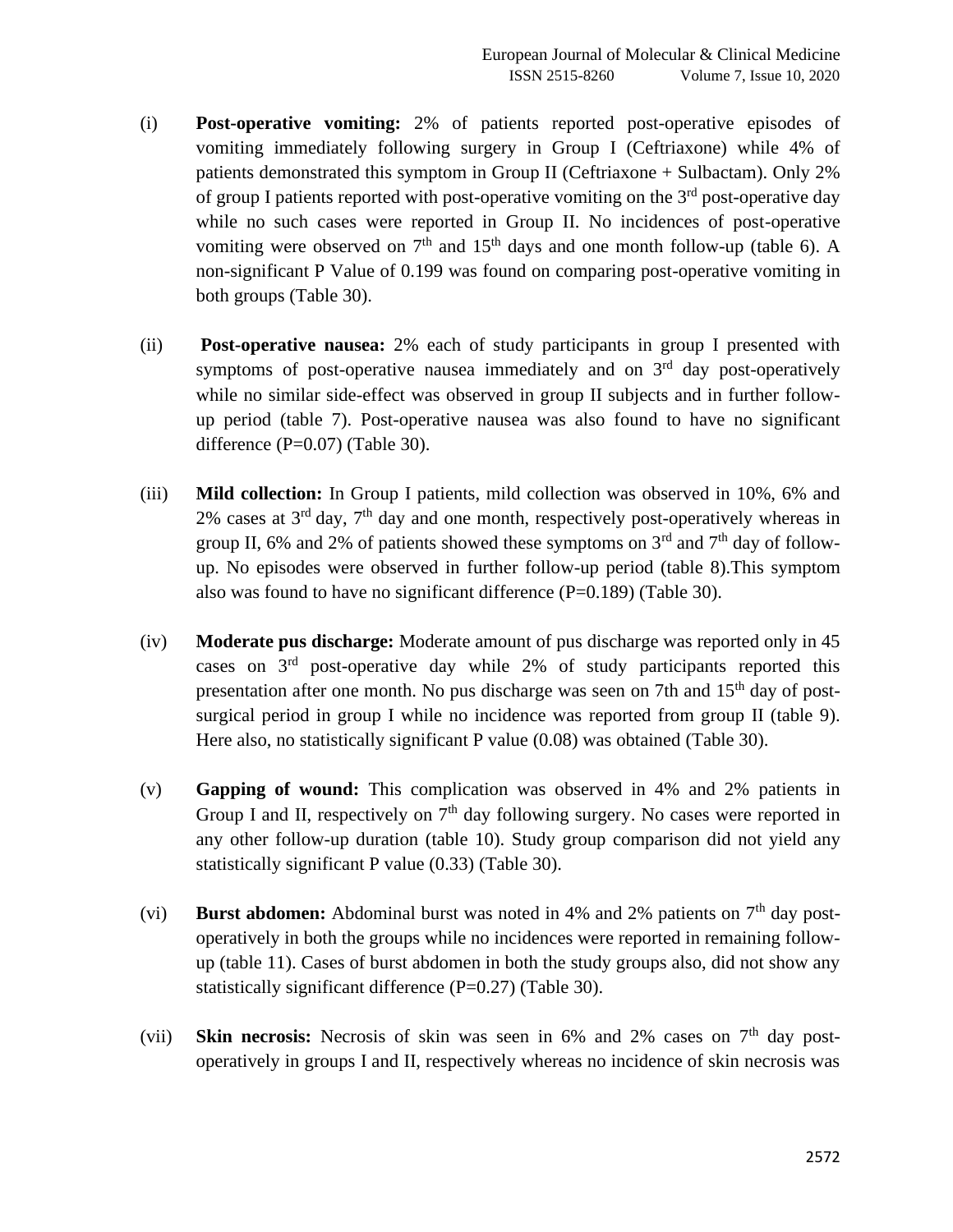(i) **Post-operative vomiting:** 2% of patients reported post-operative episodes of vomiting immediately following surgery in Group I (Ceftriaxone) while 4% of patients demonstrated this symptom in Group II (Ceftriaxone + Sulbactam). Only 2% of group I patients reported with post-operative vomiting on the 3rd post-operative day while no such cases were reported in Group II. No incidences of post-operative vomiting were observed on 7th and 15th days and one month follow-up (table 6). A non-significant P Value of 0.199 was found on comparing post-operative vomiting in both groups (Table 30).

(ii) **Post-operative nausea:** 2% each of study participants in group I presented with symptoms of post-operative nausea immediately and on 3rd day post-operatively while no similar side-effect was observed in group II subjects and in further follow-up period (table 7). Post-operative nausea was also found to have no significant difference (P=0.07) (Table 30).

(iii) **Mild collection:** In Group I patients, mild collection was observed in 10%, 6% and 2% cases at 3rd day, 7th day and one month, respectively post-operatively whereas in group II, 6% and 2% of patients showed these symptoms on 3rd and 7th day of follow-up. No episodes were observed in further follow-up period (table 8).This symptom also was found to have no significant difference (P=0.189) (Table 30).

(iv) **Moderate pus discharge:** Moderate amount of pus discharge was reported only in 45 cases on 3rd post-operative day while 2% of study participants reported this presentation after one month. No pus discharge was seen on 7th and 15th day of post-surgical period in group I while no incidence was reported from group II (table 9). Here also, no statistically significant P value (0.08) was obtained (Table 30).

(v) **Gapping of wound:** This complication was observed in 4% and 2% patients in Group I and II, respectively on 7th day following surgery. No cases were reported in any other follow-up duration (table 10). Study group comparison did not yield any statistically significant P value (0.33) (Table 30).

(vi) **Burst abdomen:** Abdominal burst was noted in 4% and 2% patients on 7th day post-operatively in both the groups while no incidences were reported in remaining follow-up (table 11). Cases of burst abdomen in both the study groups also, did not show any statistically significant difference (P=0.27) (Table 30).

(vii) **Skin necrosis:** Necrosis of skin was seen in 6% and 2% cases on 7th day post-operatively in groups I and II, respectively whereas no incidence of skin necrosis was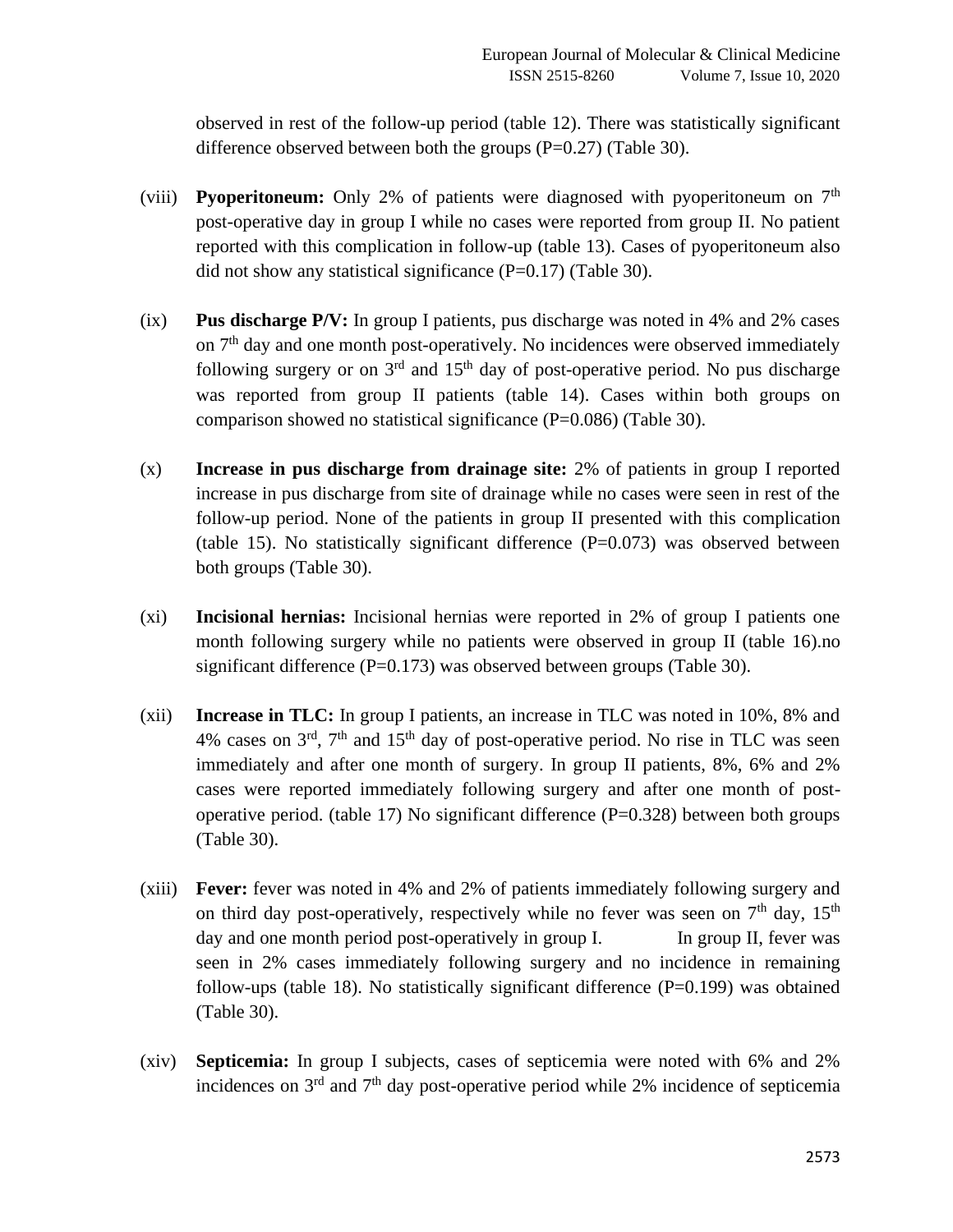observed in rest of the follow-up period (table 12). There was statistically significant difference observed between both the groups (P=0.27) (Table 30).

(viii) **Pyoperitoneum:** Only 2% of patients were diagnosed with pyoperitoneum on 7th post-operative day in group I while no cases were reported from group II. No patient reported with this complication in follow-up (table 13). Cases of pyoperitoneum also did not show any statistical significance (P=0.17) (Table 30).

(ix) **Pus discharge P/V:** In group I patients, pus discharge was noted in 4% and 2% cases on 7th day and one month post-operatively. No incidences were observed immediately following surgery or on 3rd and 15th day of post-operative period. No pus discharge was reported from group II patients (table 14). Cases within both groups on comparison showed no statistical significance (P=0.086) (Table 30).

(x) **Increase in pus discharge from drainage site:** 2% of patients in group I reported increase in pus discharge from site of drainage while no cases were seen in rest of the follow-up period. None of the patients in group II presented with this complication (table 15). No statistically significant difference (P=0.073) was observed between both groups (Table 30).

(xi) **Incisional hernias:** Incisional hernias were reported in 2% of group I patients one month following surgery while no patients were observed in group II (table 16).no significant difference (P=0.173) was observed between groups (Table 30).

(xii) **Increase in TLC:** In group I patients, an increase in TLC was noted in 10%, 8% and 4% cases on 3rd, 7th and 15th day of post-operative period. No rise in TLC was seen immediately and after one month of surgery. In group II patients, 8%, 6% and 2% cases were reported immediately following surgery and after one month of post-operative period. (table 17) No significant difference (P=0.328) between both groups (Table 30).

(xiii) **Fever:** fever was noted in 4% and 2% of patients immediately following surgery and on third day post-operatively, respectively while no fever was seen on 7th day, 15th day and one month period post-operatively in group I. In group II, fever was seen in 2% cases immediately following surgery and no incidence in remaining follow-ups (table 18). No statistically significant difference (P=0.199) was obtained (Table 30).

(xiv) **Septicemia:** In group I subjects, cases of septicemia were noted with 6% and 2% incidences on 3rd and 7th day post-operative period while 2% incidence of septicemia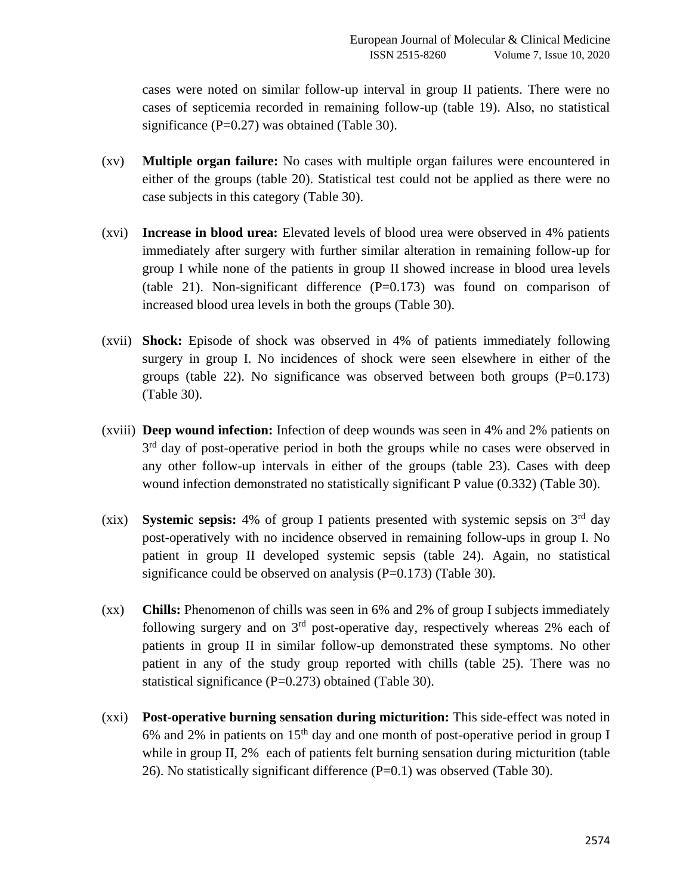cases were noted on similar follow-up interval in group II patients. There were no cases of septicemia recorded in remaining follow-up (table 19). Also, no statistical significance (P=0.27) was obtained (Table 30).

(xv) **Multiple organ failure:** No cases with multiple organ failures were encountered in either of the groups (table 20). Statistical test could not be applied as there were no case subjects in this category (Table 30).

(xvi) **Increase in blood urea:** Elevated levels of blood urea were observed in 4% patients immediately after surgery with further similar alteration in remaining follow-up for group I while none of the patients in group II showed increase in blood urea levels (table 21). Non-significant difference (P=0.173) was found on comparison of increased blood urea levels in both the groups (Table 30).

(xvii) **Shock:** Episode of shock was observed in 4% of patients immediately following surgery in group I. No incidences of shock were seen elsewhere in either of the groups (table 22). No significance was observed between both groups (P=0.173) (Table 30).

(xviii) **Deep wound infection:** Infection of deep wounds was seen in 4% and 2% patients on 3rd day of post-operative period in both the groups while no cases were observed in any other follow-up intervals in either of the groups (table 23). Cases with deep wound infection demonstrated no statistically significant P value (0.332) (Table 30).

(xix) **Systemic sepsis:** 4% of group I patients presented with systemic sepsis on 3rd day post-operatively with no incidence observed in remaining follow-ups in group I. No patient in group II developed systemic sepsis (table 24). Again, no statistical significance could be observed on analysis (P=0.173) (Table 30).

(xx) **Chills:** Phenomenon of chills was seen in 6% and 2% of group I subjects immediately following surgery and on 3rd post-operative day, respectively whereas 2% each of patients in group II in similar follow-up demonstrated these symptoms. No other patient in any of the study group reported with chills (table 25). There was no statistical significance (P=0.273) obtained (Table 30).

(xxi) **Post-operative burning sensation during micturition:** This side-effect was noted in 6% and 2% in patients on 15th day and one month of post-operative period in group I while in group II, 2% each of patients felt burning sensation during micturition (table 26). No statistically significant difference (P=0.1) was observed (Table 30).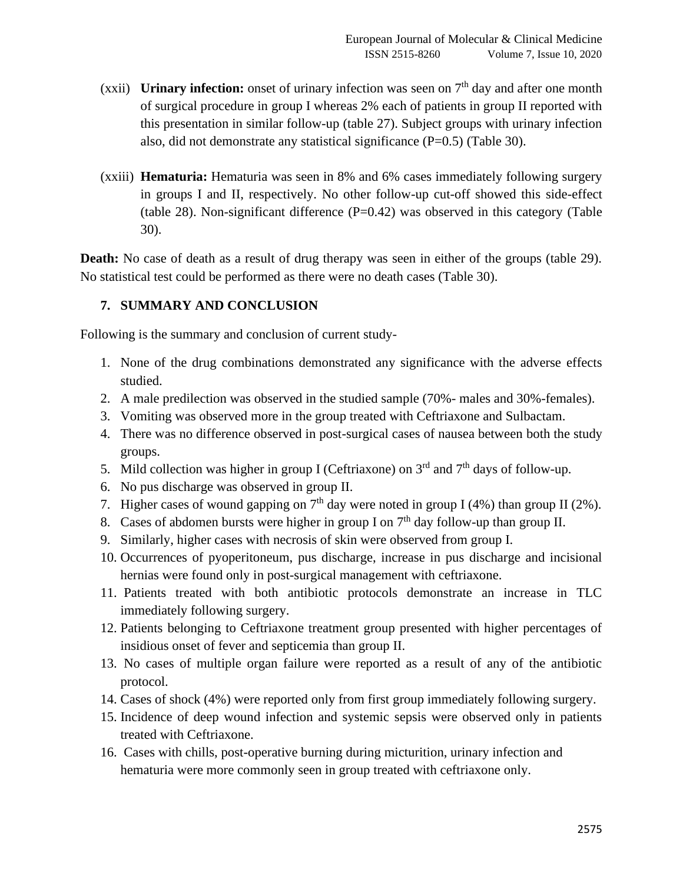(xxii) **Urinary infection:** onset of urinary infection was seen on $7^{th}$ day and after one month of surgical procedure in group I whereas 2% each of patients in group II reported with this presentation in similar follow-up (table 27). Subject groups with urinary infection also, did not demonstrate any statistical significance (P=0.5) (Table 30).

(xxiii) **Hematuria:** Hematuria was seen in 8% and 6% cases immediately following surgery in groups I and II, respectively. No other follow-up cut-off showed this side-effect (table 28). Non-significant difference (P=0.42) was observed in this category (Table 30).

**Death:** No case of death as a result of drug therapy was seen in either of the groups (table 29). No statistical test could be performed as there were no death cases (Table 30).

## 7. SUMMARY AND CONCLUSION

Following is the summary and conclusion of current study-

1. None of the drug combinations demonstrated any significance with the adverse effects studied.
2. A male predilection was observed in the studied sample (70%- males and 30%-females).
3. Vomiting was observed more in the group treated with Ceftriaxone and Sulbactam.
4. There was no difference observed in post-surgical cases of nausea between both the study groups.
5. Mild collection was higher in group I (Ceftriaxone) on $3^{rd}$ and $7^{th}$ days of follow-up.
6. No pus discharge was observed in group II.
7. Higher cases of wound gapping on $7^{th}$ day were noted in group I (4%) than group II (2%).
8. Cases of abdomen bursts were higher in group I on $7^{th}$ day follow-up than group II.
9. Similarly, higher cases with necrosis of skin were observed from group I.
10. Occurrences of pyoperitoneum, pus discharge, increase in pus discharge and incisional hernias were found only in post-surgical management with ceftriaxone.
11. Patients treated with both antibiotic protocols demonstrate an increase in TLC immediately following surgery.
12. Patients belonging to Ceftriaxone treatment group presented with higher percentages of insidious onset of fever and septicemia than group II.
13. No cases of multiple organ failure were reported as a result of any of the antibiotic protocol.
14. Cases of shock (4%) were reported only from first group immediately following surgery.
15. Incidence of deep wound infection and systemic sepsis were observed only in patients treated with Ceftriaxone.
16. Cases with chills, post-operative burning during micturition, urinary infection and hematuria were more commonly seen in group treated with ceftriaxone only.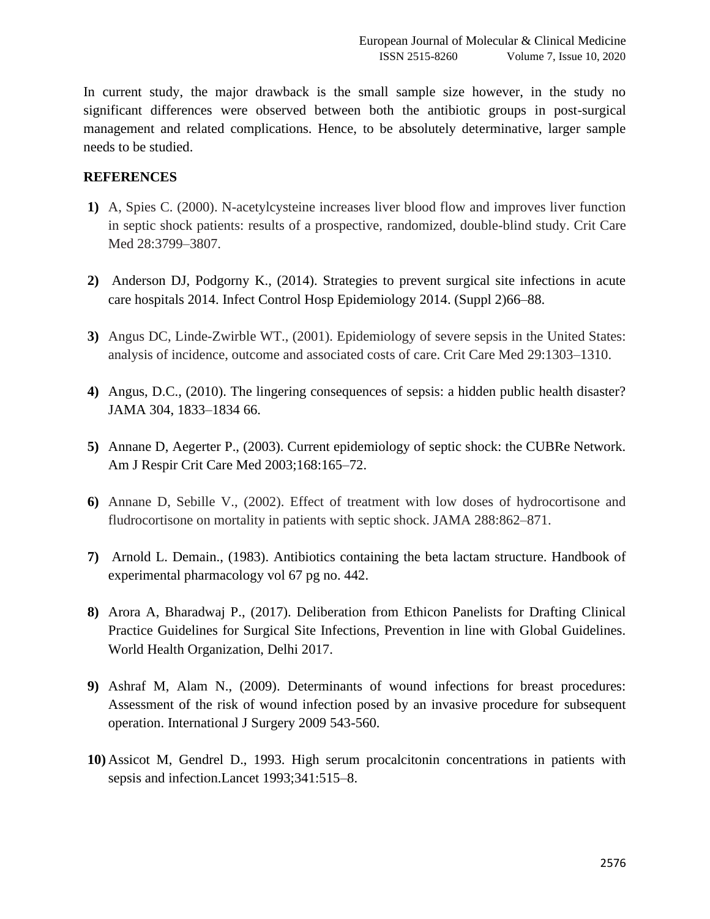In current study, the major drawback is the small sample size however, in the study no significant differences were observed between both the antibiotic groups in post-surgical management and related complications. Hence, to be absolutely determinative, larger sample needs to be studied.

## REFERENCES

1) A, Spies C. (2000). N-acetylcysteine increases liver blood flow and improves liver function in septic shock patients: results of a prospective, randomized, double-blind study. Crit Care Med 28:3799–3807.

2) Anderson DJ, Podgorny K., (2014). Strategies to prevent surgical site infections in acute care hospitals 2014. Infect Control Hosp Epidemiology 2014. (Suppl 2)66–88.

3) Angus DC, Linde-Zwirble WT., (2001). Epidemiology of severe sepsis in the United States: analysis of incidence, outcome and associated costs of care. Crit Care Med 29:1303–1310.

4) Angus, D.C., (2010). The lingering consequences of sepsis: a hidden public health disaster? JAMA 304, 1833–1834 66.

5) Annane D, Aegerter P., (2003). Current epidemiology of septic shock: the CUBRe Network. Am J Respir Crit Care Med 2003;168:165–72.

6) Annane D, Sebille V., (2002). Effect of treatment with low doses of hydrocortisone and fludrocortisone on mortality in patients with septic shock. JAMA 288:862–871.

7) Arnold L. Demain., (1983). Antibiotics containing the beta lactam structure. Handbook of experimental pharmacology vol 67 pg no. 442.

8) Arora A, Bharadwaj P., (2017). Deliberation from Ethicon Panelists for Drafting Clinical Practice Guidelines for Surgical Site Infections, Prevention in line with Global Guidelines. World Health Organization, Delhi 2017.

9) Ashraf M, Alam N., (2009). Determinants of wound infections for breast procedures: Assessment of the risk of wound infection posed by an invasive procedure for subsequent operation. International J Surgery 2009 543-560.

10) Assicot M, Gendrel D., 1993. High serum procalcitonin concentrations in patients with sepsis and infection.Lancet 1993;341:515–8.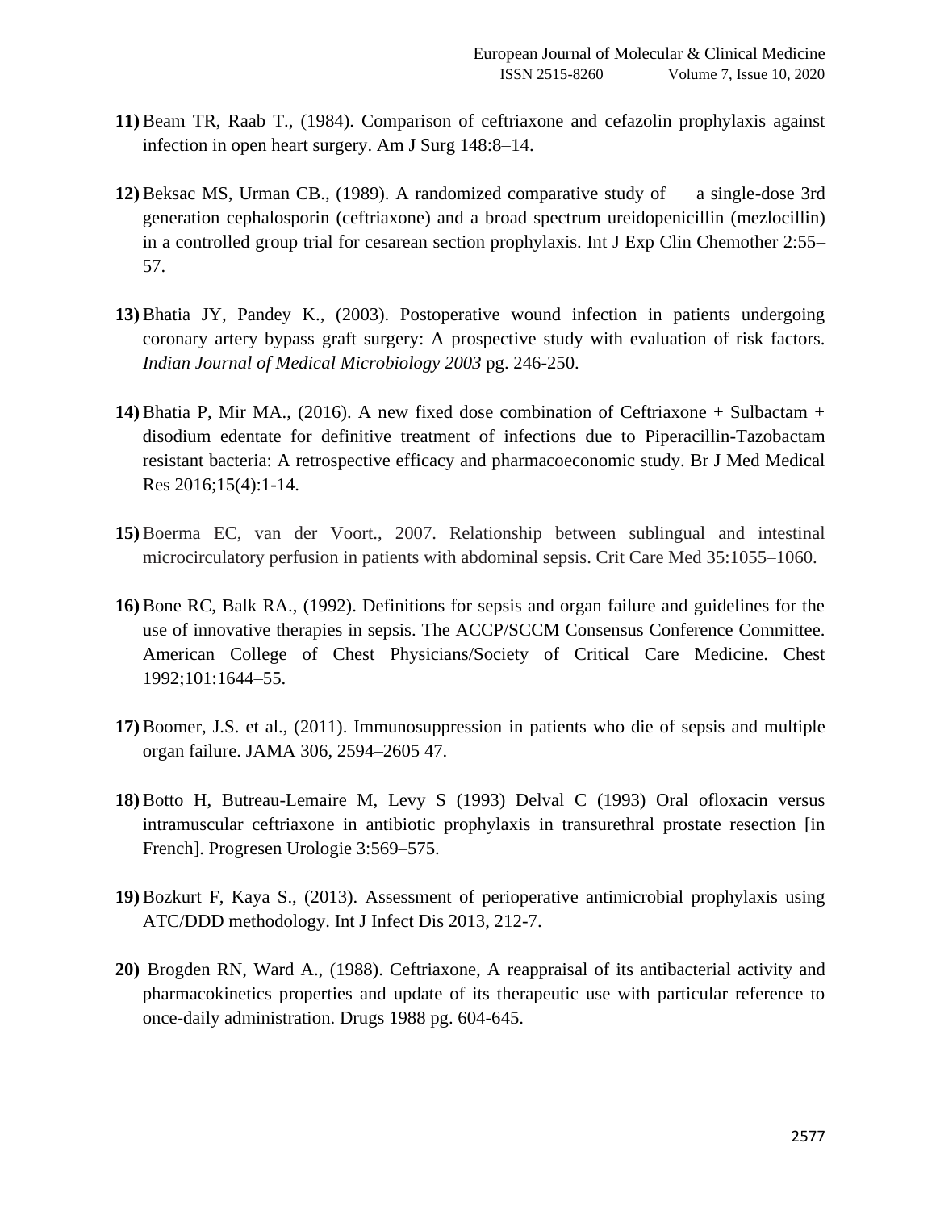11) Beam TR, Raab T., (1984). Comparison of ceftriaxone and cefazolin prophylaxis against infection in open heart surgery. Am J Surg 148:8–14.

12) Beksac MS, Urman CB., (1989). A randomized comparative study of a single-dose 3rd generation cephalosporin (ceftriaxone) and a broad spectrum ureidopenicillin (mezlocillin) in a controlled group trial for cesarean section prophylaxis. Int J Exp Clin Chemother 2:55–57.

13) Bhatia JY, Pandey K., (2003). Postoperative wound infection in patients undergoing coronary artery bypass graft surgery: A prospective study with evaluation of risk factors. *Indian Journal of Medical Microbiology 2003* pg. 246-250.

14) Bhatia P, Mir MA., (2016). A new fixed dose combination of Ceftriaxone + Sulbactam + disodium edentate for definitive treatment of infections due to Piperacillin-Tazobactam resistant bacteria: A retrospective efficacy and pharmacoeconomic study. Br J Med Medical Res 2016;15(4):1-14.

15) Boerma EC, van der Voort., 2007. Relationship between sublingual and intestinal microcirculatory perfusion in patients with abdominal sepsis. Crit Care Med 35:1055–1060.

16) Bone RC, Balk RA., (1992). Definitions for sepsis and organ failure and guidelines for the use of innovative therapies in sepsis. The ACCP/SCCM Consensus Conference Committee. American College of Chest Physicians/Society of Critical Care Medicine. Chest 1992;101:1644–55.

17) Boomer, J.S. et al., (2011). Immunosuppression in patients who die of sepsis and multiple organ failure. JAMA 306, 2594–2605 47.

18) Botto H, Butreau-Lemaire M, Levy S (1993) Delval C (1993) Oral ofloxacin versus intramuscular ceftriaxone in antibiotic prophylaxis in transurethral prostate resection [in French]. Progresen Urologie 3:569–575.

19) Bozkurt F, Kaya S., (2013). Assessment of perioperative antimicrobial prophylaxis using ATC/DDD methodology. Int J Infect Dis 2013, 212-7.

20) Brogden RN, Ward A., (1988). Ceftriaxone, A reappraisal of its antibacterial activity and pharmacokinetics properties and update of its therapeutic use with particular reference to once-daily administration. Drugs 1988 pg. 604-645.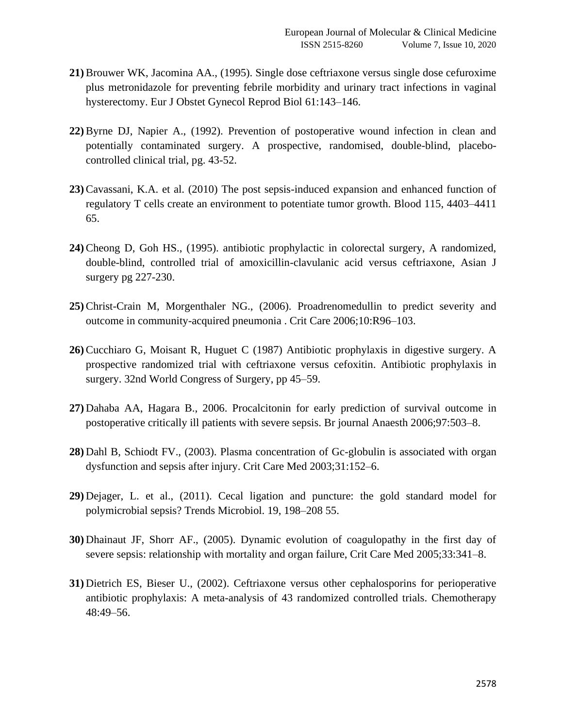21) Brouwer WK, Jacomina AA., (1995). Single dose ceftriaxone versus single dose cefuroxime plus metronidazole for preventing febrile morbidity and urinary tract infections in vaginal hysterectomy. Eur J Obstet Gynecol Reprod Biol 61:143–146.

22) Byrne DJ, Napier A., (1992). Prevention of postoperative wound infection in clean and potentially contaminated surgery. A prospective, randomised, double-blind, placebo-controlled clinical trial, pg. 43-52.

23) Cavassani, K.A. et al. (2010) The post sepsis-induced expansion and enhanced function of regulatory T cells create an environment to potentiate tumor growth. Blood 115, 4403–4411 65.

24) Cheong D, Goh HS., (1995). antibiotic prophylactic in colorectal surgery, A randomized, double-blind, controlled trial of amoxicillin-clavulanic acid versus ceftriaxone, Asian J surgery pg 227-230.

25) Christ-Crain M, Morgenthaler NG., (2006). Proadrenomedullin to predict severity and outcome in community-acquired pneumonia . Crit Care 2006;10:R96–103.

26) Cucchiaro G, Moisant R, Huguet C (1987) Antibiotic prophylaxis in digestive surgery. A prospective randomized trial with ceftriaxone versus cefoxitin. Antibiotic prophylaxis in surgery. 32nd World Congress of Surgery, pp 45–59.

27) Dahaba AA, Hagara B., 2006. Procalcitonin for early prediction of survival outcome in postoperative critically ill patients with severe sepsis. Br journal Anaesth 2006;97:503–8.

28) Dahl B, Schiodt FV., (2003). Plasma concentration of Gc-globulin is associated with organ dysfunction and sepsis after injury. Crit Care Med 2003;31:152–6.

29) Dejager, L. et al., (2011). Cecal ligation and puncture: the gold standard model for polymicrobial sepsis? Trends Microbiol. 19, 198–208 55.

30) Dhainaut JF, Shorr AF., (2005). Dynamic evolution of coagulopathy in the first day of severe sepsis: relationship with mortality and organ failure, Crit Care Med 2005;33:341–8.

31) Dietrich ES, Bieser U., (2002). Ceftriaxone versus other cephalosporins for perioperative antibiotic prophylaxis: A meta-analysis of 43 randomized controlled trials. Chemotherapy 48:49–56.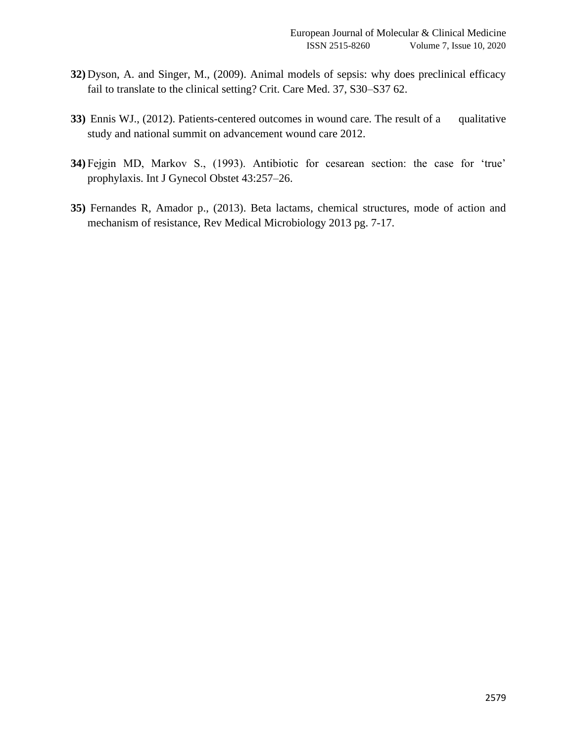**32)** Dyson, A. and Singer, M., (2009). Animal models of sepsis: why does preclinical efficacy fail to translate to the clinical setting? Crit. Care Med. 37, S30–S37 62.

**33)** Ennis WJ., (2012). Patients-centered outcomes in wound care. The result of a qualitative study and national summit on advancement wound care 2012.

**34)** Fejgin MD, Markov S., (1993). Antibiotic for cesarean section: the case for 'true' prophylaxis. Int J Gynecol Obstet 43:257–26.

**35)** Fernandes R, Amador p., (2013). Beta lactams, chemical structures, mode of action and mechanism of resistance, Rev Medical Microbiology 2013 pg. 7-17.